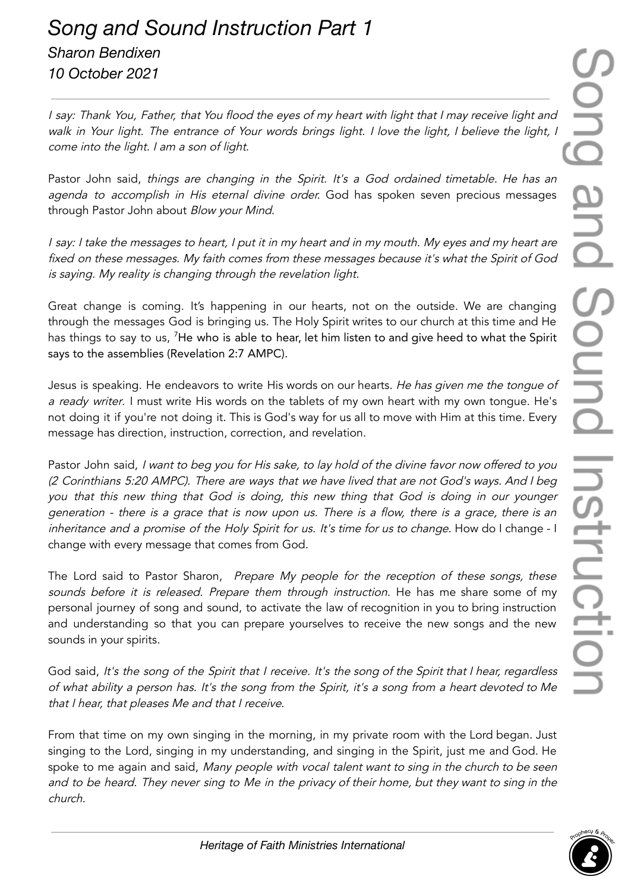# *Song and Sound Instruction Part 1*

### *Sharon Bendixen*

### *10 October 2021*

---

*I say: Thank You, Father, that You flood the eyes of my heart with light that I may receive light and walk in Your light. The entrance of Your words brings light. I love the light, I believe the light, I come into the light. I am a son of light.*

Pastor John said, *things are changing in the Spirit. It's a God ordained timetable. He has an agenda to accomplish in His eternal divine order.* God has spoken seven precious messages through Pastor John about *Blow your Mind*.

*I say: I take the messages to heart, I put it in my heart and in my mouth. My eyes and my heart are fixed on these messages. My faith comes from these messages because it's what the Spirit of God is saying. My reality is changing through the revelation light.*

Great change is coming. It's happening in our hearts, not on the outside. We are changing through the messages God is bringing us. The Holy Spirit writes to our church at this time and He has things to say to us, [7]He who is able to hear, let him listen to and give heed to what the Spirit says to the assemblies (Revelation 2:7 AMPC).

Jesus is speaking. He endeavors to write His words on our hearts. *He has given me the tongue of a ready writer*. I must write His words on the tablets of my own heart with my own tongue. He's not doing it if you're not doing it. This is God's way for us all to move with Him at this time. Every message has direction, instruction, correction, and revelation.

Pastor John said, *I want to beg you for His sake, to lay hold of the divine favor now offered to you (2 Corinthians 5:20 AMPC). There are ways that we have lived that are not God's ways. And I beg you that this new thing that God is doing, this new thing that God is doing in our younger generation - there is a grace that is now upon us. There is a flow, there is a grace, there is an inheritance and a promise of the Holy Spirit for us. It's time for us to change.* How do I change - I change with every message that comes from God.

The Lord said to Pastor Sharon, *Prepare My people for the reception of these songs, these sounds before it is released. Prepare them through instruction.* He has me share some of my personal journey of song and sound, to activate the law of recognition in you to bring instruction and understanding so that you can prepare yourselves to receive the new songs and the new sounds in your spirits.

God said, *It's the song of the Spirit that I receive. It's the song of the Spirit that I hear, regardless of what ability a person has. It's the song from the Spirit, it's a song from a heart devoted to Me that I hear, that pleases Me and that I receive.*

From that time on my own singing in the morning, in my private room with the Lord began. Just singing to the Lord, singing in my understanding, and singing in the Spirit, just me and God. He spoke to me again and said, *Many people with vocal talent want to sing in the church to be seen and to be heard. They never sing to Me in the privacy of their home, but they want to sing in the church.*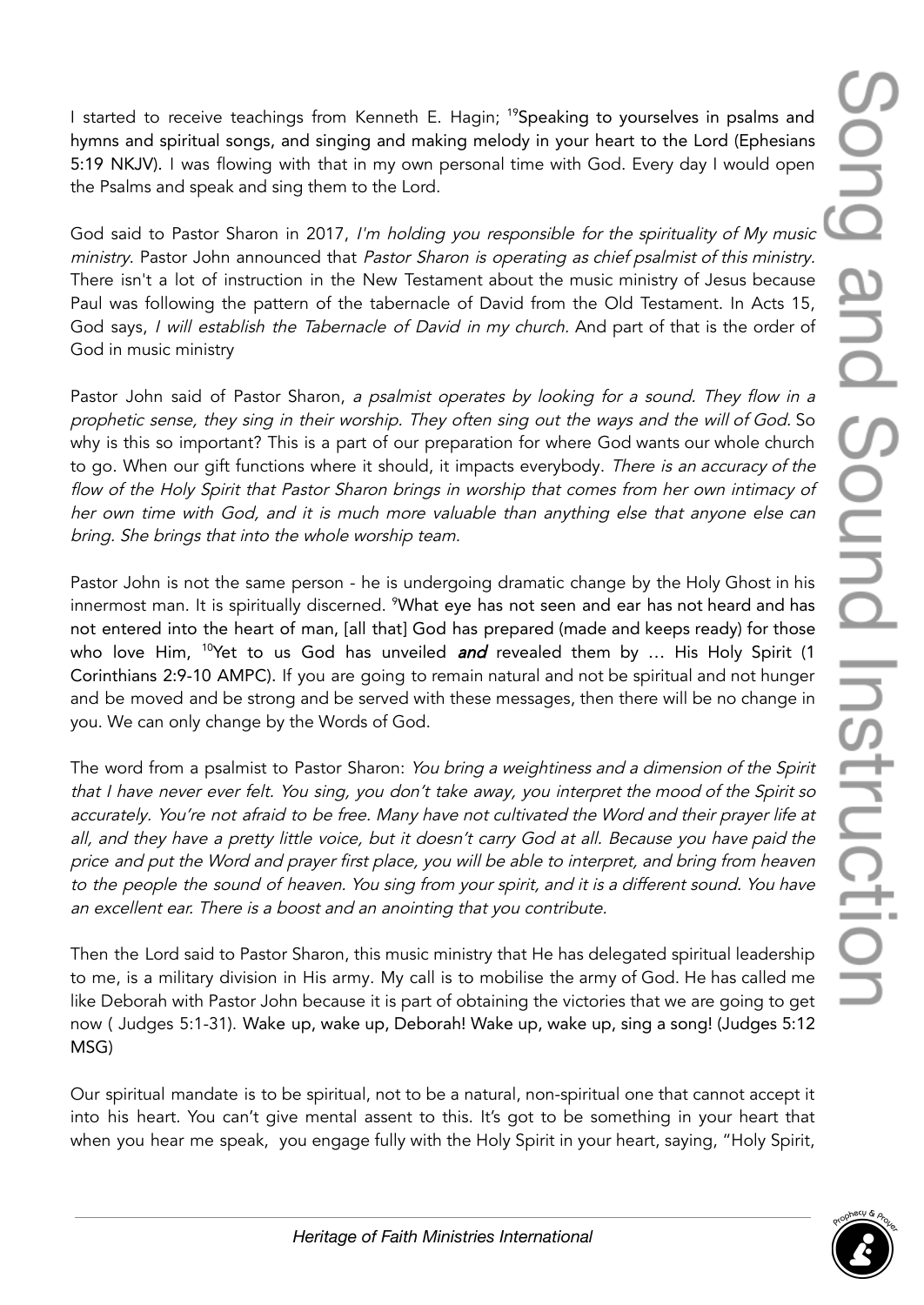I started to receive teachings from Kenneth E. Hagin; [19]Speaking to yourselves in psalms and hymns and spiritual songs, and singing and making melody in your heart to the Lord (Ephesians 5:19 NKJV). I was flowing with that in my own personal time with God. Every day I would open the Psalms and speak and sing them to the Lord.

God said to Pastor Sharon in 2017, *I'm holding you responsible for the spirituality of My music ministry*. Pastor John announced that *Pastor Sharon is operating as chief psalmist of this ministry.* There isn't a lot of instruction in the New Testament about the music ministry of Jesus because Paul was following the pattern of the tabernacle of David from the Old Testament. In Acts 15, God says, *I will establish the Tabernacle of David in my church.* And part of that is the order of God in music ministry

Pastor John said of Pastor Sharon, *a psalmist operates by looking for a sound. They flow in a prophetic sense, they sing in their worship. They often sing out the ways and the will of God.* So why is this so important? This is a part of our preparation for where God wants our whole church to go. When our gift functions where it should, it impacts everybody. *There is an accuracy of the flow of the Holy Spirit that Pastor Sharon brings in worship that comes from her own intimacy of her own time with God, and it is much more valuable than anything else that anyone else can bring. She brings that into the whole worship team.*

Pastor John is not the same person - he is undergoing dramatic change by the Holy Ghost in his innermost man. It is spiritually discerned. [9]What eye has not seen and ear has not heard and has not entered into the heart of man, [all that] God has prepared (made and keeps ready) for those who love Him, [10]Yet to us God has unveiled ***and*** revealed them by … His Holy Spirit (1 Corinthians 2:9-10 AMPC). If you are going to remain natural and not be spiritual and not hunger and be moved and be strong and be served with these messages, then there will be no change in you. We can only change by the Words of God.

The word from a psalmist to Pastor Sharon: *You bring a weightiness and a dimension of the Spirit that I have never ever felt. You sing, you don't take away, you interpret the mood of the Spirit so accurately. You're not afraid to be free. Many have not cultivated the Word and their prayer life at all, and they have a pretty little voice, but it doesn't carry God at all. Because you have paid the price and put the Word and prayer first place, you will be able to interpret, and bring from heaven to the people the sound of heaven. You sing from your spirit, and it is a different sound. You have an excellent ear. There is a boost and an anointing that you contribute.*

Then the Lord said to Pastor Sharon, this music ministry that He has delegated spiritual leadership to me, is a military division in His army. My call is to mobilise the army of God. He has called me like Deborah with Pastor John because it is part of obtaining the victories that we are going to get now ( Judges 5:1-31). Wake up, wake up, Deborah! Wake up, wake up, sing a song! (Judges 5:12 MSG)

Our spiritual mandate is to be spiritual, not to be a natural, non-spiritual one that cannot accept it into his heart. You can't give mental assent to this. It's got to be something in your heart that when you hear me speak, you engage fully with the Holy Spirit in your heart, saying, "Holy Spirit,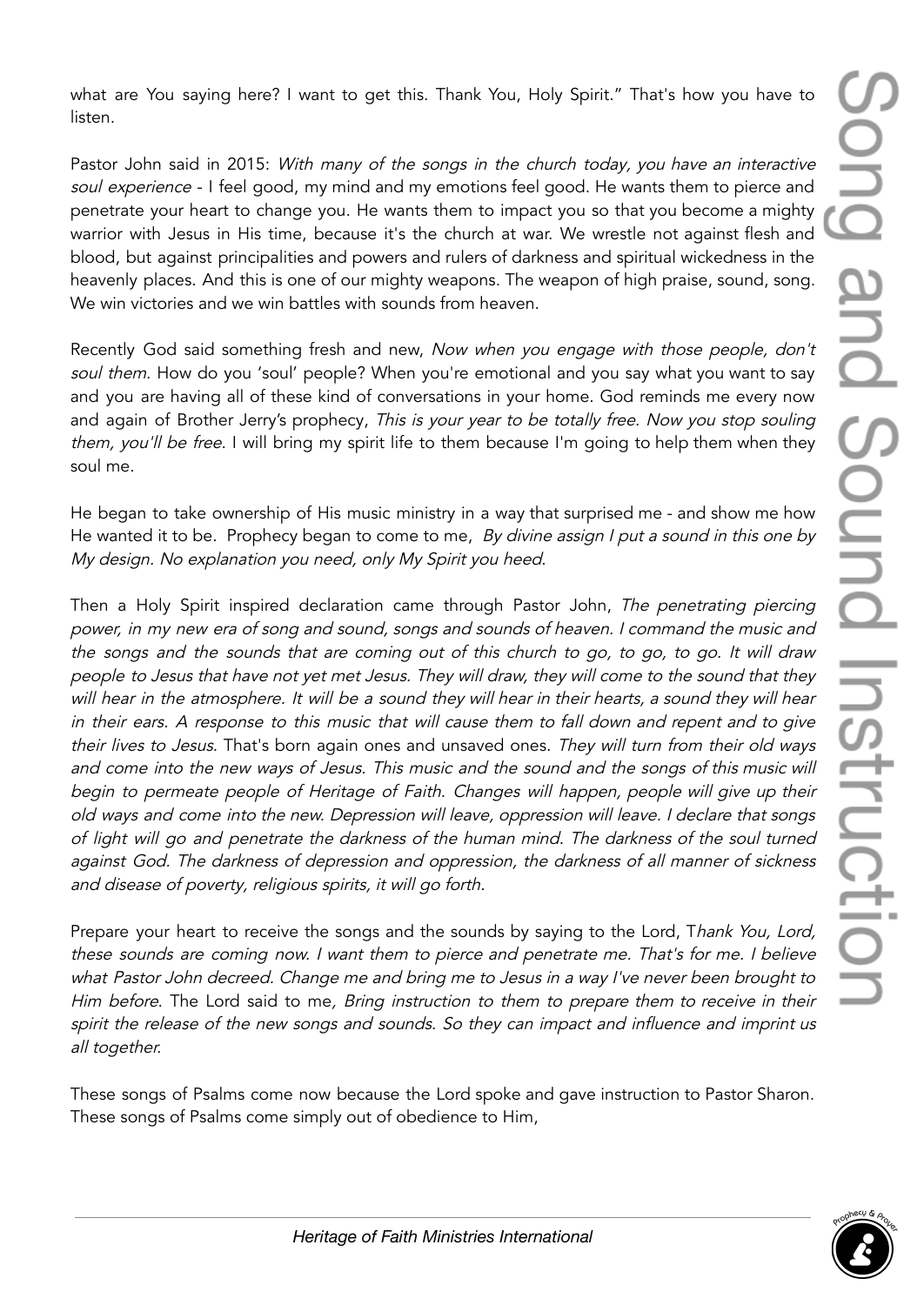what are You saying here? I want to get this. Thank You, Holy Spirit." That's how you have to listen.

Pastor John said in 2015: *With many of the songs in the church today, you have an interactive soul experience* - I feel good, my mind and my emotions feel good. He wants them to pierce and penetrate your heart to change you. He wants them to impact you so that you become a mighty warrior with Jesus in His time, because it's the church at war. We wrestle not against flesh and blood, but against principalities and powers and rulers of darkness and spiritual wickedness in the heavenly places. And this is one of our mighty weapons. The weapon of high praise, sound, song. We win victories and we win battles with sounds from heaven.

Recently God said something fresh and new, *Now when you engage with those people, don't soul them*. How do you 'soul' people? When you're emotional and you say what you want to say and you are having all of these kind of conversations in your home. God reminds me every now and again of Brother Jerry's prophecy, *This is your year to be totally free. Now you stop souling them, you'll be free*. I will bring my spirit life to them because I'm going to help them when they soul me.

He began to take ownership of His music ministry in a way that surprised me - and show me how He wanted it to be. Prophecy began to come to me, *By divine assign I put a sound in this one by My design. No explanation you need, only My Spirit you heed*.

Then a Holy Spirit inspired declaration came through Pastor John, *The penetrating piercing power, in my new era of song and sound, songs and sounds of heaven. I command the music and the songs and the sounds that are coming out of this church to go, to go, to go. It will draw people to Jesus that have not yet met Jesus. They will draw, they will come to the sound that they will hear in the atmosphere. It will be a sound they will hear in their hearts, a sound they will hear in their ears. A response to this music that will cause them to fall down and repent and to give their lives to Jesus.* That's born again ones and unsaved ones. *They will turn from their old ways and come into the new ways of Jesus. This music and the sound and the songs of this music will begin to permeate people of Heritage of Faith. Changes will happen, people will give up their old ways and come into the new. Depression will leave, oppression will leave. I declare that songs of light will go and penetrate the darkness of the human mind. The darkness of the soul turned against God. The darkness of depression and oppression, the darkness of all manner of sickness and disease of poverty, religious spirits, it will go forth.*

Prepare your heart to receive the songs and the sounds by saying to the Lord, T*hank You, Lord, these sounds are coming now. I want them to pierce and penetrate me. That's for me. I believe what Pastor John decreed. Change me and bring me to Jesus in a way I've never been brought to Him before*. The Lord said to me*, Bring instruction to them to prepare them to receive in their spirit the release of the new songs and sounds. So they can impact and influence and imprint us all together.*

These songs of Psalms come now because the Lord spoke and gave instruction to Pastor Sharon. These songs of Psalms come simply out of obedience to Him,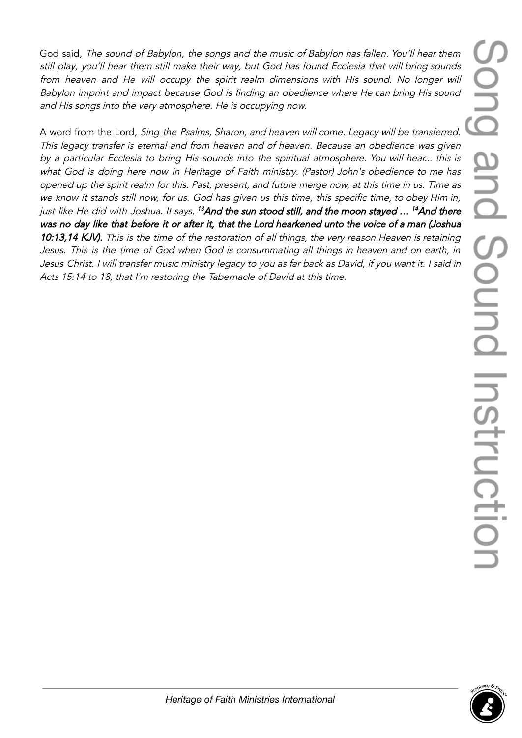God said, *The sound of Babylon, the songs and the music of Babylon has fallen. You'll hear them still play, you'll hear them still make their way, but God has found Ecclesia that will bring sounds from heaven and He will occupy the spirit realm dimensions with His sound. No longer will Babylon imprint and impact because God is finding an obedience where He can bring His sound and His songs into the very atmosphere. He is occupying now.*

A word from the Lord, *Sing the Psalms, Sharon, and heaven will come. Legacy will be transferred. This legacy transfer is eternal and from heaven and of heaven. Because an obedience was given by a particular Ecclesia to bring His sounds into the spiritual atmosphere. You will hear... this is what God is doing here now in Heritage of Faith ministry. (Pastor) John's obedience to me has opened up the spirit realm for this. Past, present, and future merge now, at this time in us. Time as we know it stands still now, for us. God has given us this time, this specific time, to obey Him in, just like He did with Joshua. It says,* ***[13]And the sun stood still, and the moon stayed … [14]And there was no day like that before it or after it, that the Lord hearkened unto the voice of a man (Joshua 10:13,14 KJV).*** *This is the time of the restoration of all things, the very reason Heaven is retaining Jesus. This is the time of God when God is consummating all things in heaven and on earth, in Jesus Christ. I will transfer music ministry legacy to you as far back as David, if you want it. I said in Acts 15:14 to 18, that I'm restoring the Tabernacle of David at this time.*